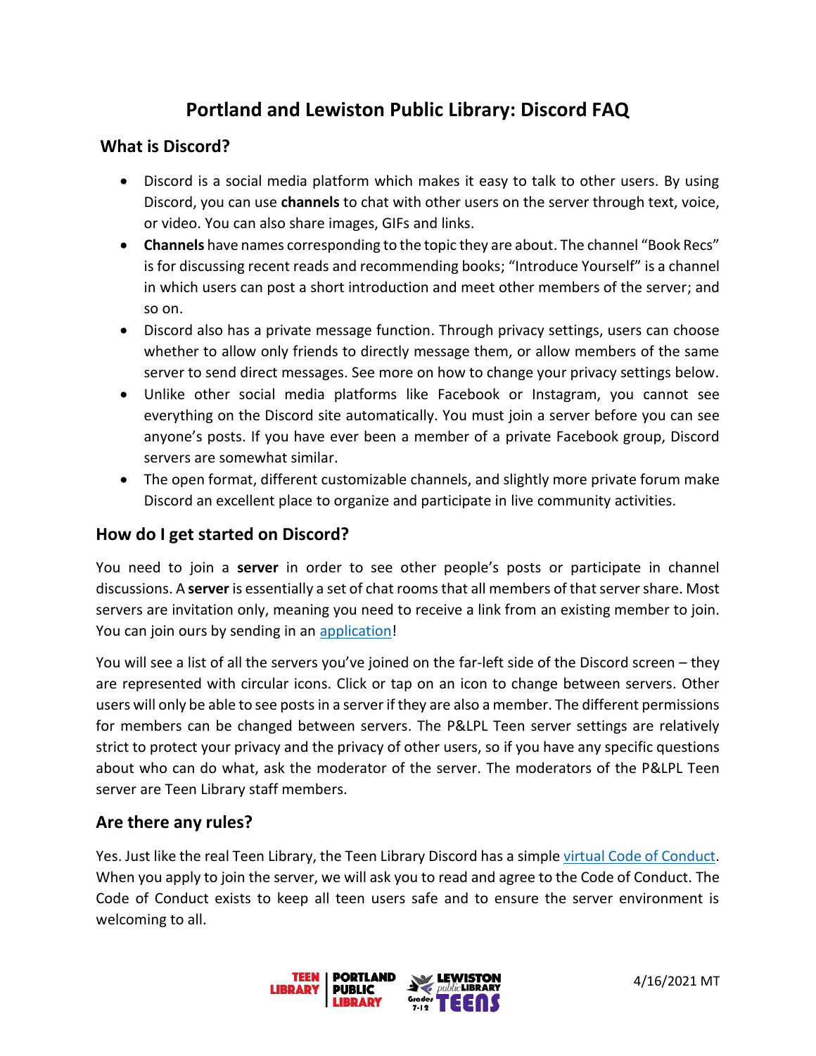# Portland and Lewiston Public Library: Discord FAQ

## What is Discord?

- Discord is a social media platform which makes it easy to talk to other users. By using Discord, you can use **channels** to chat with other users on the server through text, voice, or video. You can also share images, GIFs and links.
- **Channels** have names corresponding to the topic they are about. The channel "Book Recs" is for discussing recent reads and recommending books; "Introduce Yourself" is a channel in which users can post a short introduction and meet other members of the server; and so on.
- Discord also has a private message function. Through privacy settings, users can choose whether to allow only friends to directly message them, or allow members of the same server to send direct messages. See more on how to change your privacy settings below.
- Unlike other social media platforms like Facebook or Instagram, you cannot see everything on the Discord site automatically. You must join a server before you can see anyone's posts. If you have ever been a member of a private Facebook group, Discord servers are somewhat similar.
- The open format, different customizable channels, and slightly more private forum make Discord an excellent place to organize and participate in live community activities.

## How do I get started on Discord?

You need to join a **server** in order to see other people's posts or participate in channel discussions. A **server** is essentially a set of chat rooms that all members of that server share. Most servers are invitation only, meaning you need to receive a link from an existing member to join. You can join ours by sending in an application!

You will see a list of all the servers you've joined on the far-left side of the Discord screen – they are represented with circular icons. Click or tap on an icon to change between servers. Other users will only be able to see posts in a server if they are also a member. The different permissions for members can be changed between servers. The P&LPL Teen server settings are relatively strict to protect your privacy and the privacy of other users, so if you have any specific questions about who can do what, ask the moderator of the server. The moderators of the P&LPL Teen server are Teen Library staff members.

## Are there any rules?

Yes. Just like the real Teen Library, the Teen Library Discord has a simple virtual Code of Conduct. When you apply to join the server, we will ask you to read and agree to the Code of Conduct. The Code of Conduct exists to keep all teen users safe and to ensure the server environment is welcoming to all.

4/16/2021 MT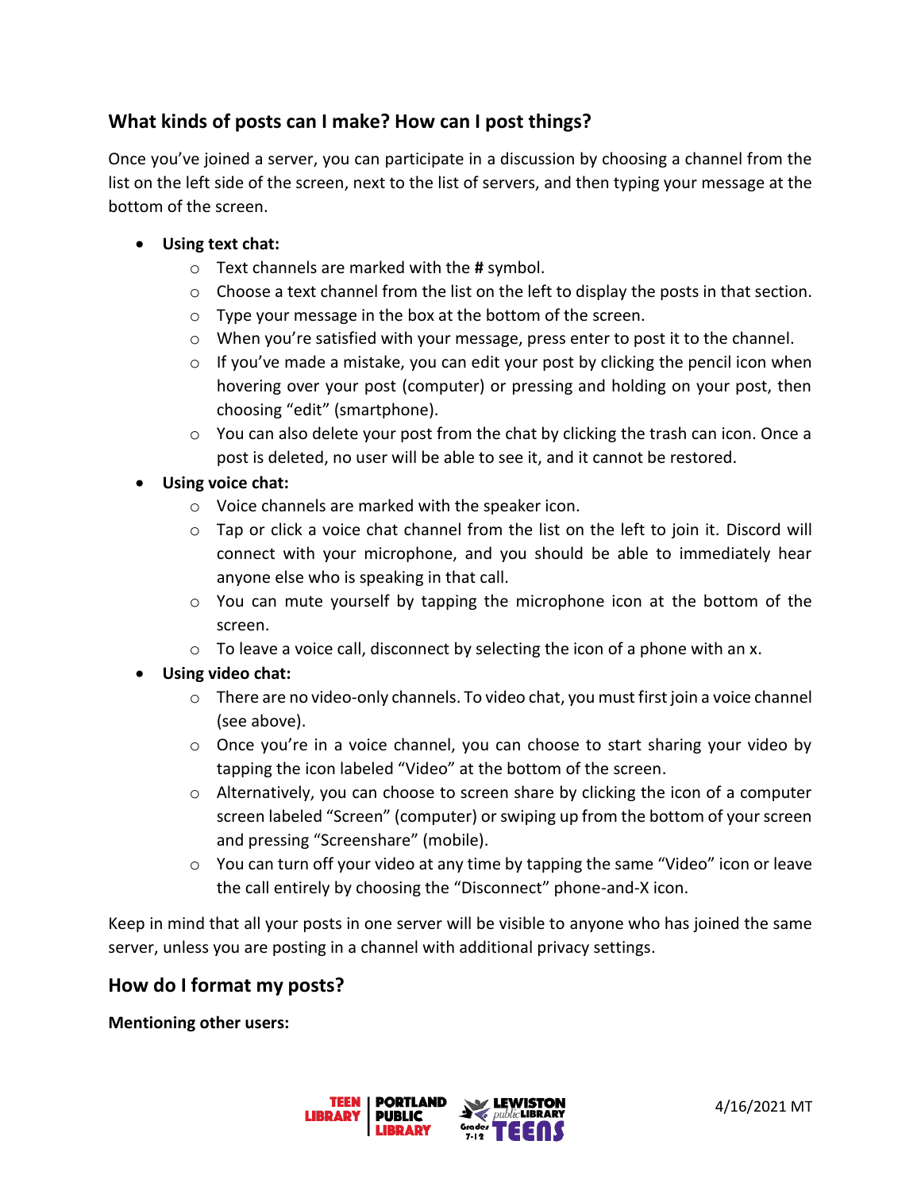## What kinds of posts can I make? How can I post things?

Once you've joined a server, you can participate in a discussion by choosing a channel from the list on the left side of the screen, next to the list of servers, and then typing your message at the bottom of the screen.

- **Using text chat:**
  - Text channels are marked with the **#** symbol.
  - Choose a text channel from the list on the left to display the posts in that section.
  - Type your message in the box at the bottom of the screen.
  - When you're satisfied with your message, press enter to post it to the channel.
  - If you've made a mistake, you can edit your post by clicking the pencil icon when hovering over your post (computer) or pressing and holding on your post, then choosing "edit" (smartphone).
  - You can also delete your post from the chat by clicking the trash can icon. Once a post is deleted, no user will be able to see it, and it cannot be restored.
- **Using voice chat:**
  - Voice channels are marked with the speaker icon.
  - Tap or click a voice chat channel from the list on the left to join it. Discord will connect with your microphone, and you should be able to immediately hear anyone else who is speaking in that call.
  - You can mute yourself by tapping the microphone icon at the bottom of the screen.
  - To leave a voice call, disconnect by selecting the icon of a phone with an x.
- **Using video chat:**
  - There are no video-only channels. To video chat, you must first join a voice channel (see above).
  - Once you're in a voice channel, you can choose to start sharing your video by tapping the icon labeled "Video" at the bottom of the screen.
  - Alternatively, you can choose to screen share by clicking the icon of a computer screen labeled "Screen" (computer) or swiping up from the bottom of your screen and pressing "Screenshare" (mobile).
  - You can turn off your video at any time by tapping the same "Video" icon or leave the call entirely by choosing the "Disconnect" phone-and-X icon.

Keep in mind that all your posts in one server will be visible to anyone who has joined the same server, unless you are posting in a channel with additional privacy settings.

## How do I format my posts?

**Mentioning other users:**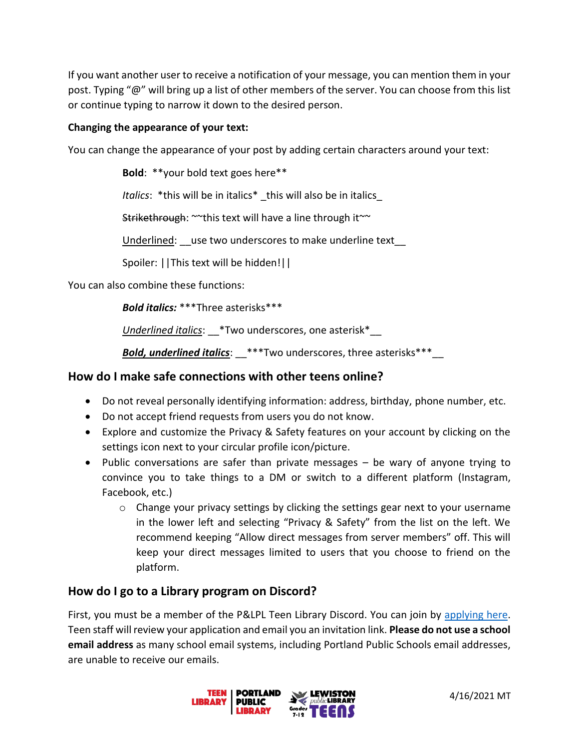If you want another user to receive a notification of your message, you can mention them in your post. Typing "@" will bring up a list of other members of the server. You can choose from this list or continue typing to narrow it down to the desired person.

**Changing the appearance of your text:**

You can change the appearance of your post by adding certain characters around your text:

**Bold**: **your bold text goes here**

*Italics*: *this will be in italics* _this will also be in italics_

~~Strikethrough~~: ~~this text will have a line through it~~

<u>Underlined</u>: __use two underscores to make underline text__

Spoiler: ||This text will be hidden!||

You can also combine these functions:

***Bold italics:*** ***Three asterisks***

<u>*Underlined italics*</u>: __*Two underscores, one asterisk*__

<u>***Bold, underlined italics***</u>: __***Two underscores, three asterisks***__

## How do I make safe connections with other teens online?

- Do not reveal personally identifying information: address, birthday, phone number, etc.
- Do not accept friend requests from users you do not know.
- Explore and customize the Privacy & Safety features on your account by clicking on the settings icon next to your circular profile icon/picture.
- Public conversations are safer than private messages – be wary of anyone trying to convince you to take things to a DM or switch to a different platform (Instagram, Facebook, etc.)
  - Change your privacy settings by clicking the settings gear next to your username in the lower left and selecting "Privacy & Safety" from the list on the left. We recommend keeping "Allow direct messages from server members" off. This will keep your direct messages limited to users that you choose to friend on the platform.

## How do I go to a Library program on Discord?

First, you must be a member of the P&LPL Teen Library Discord. You can join by applying here. Teen staff will review your application and email you an invitation link. **Please do not use a school email address** as many school email systems, including Portland Public Schools email addresses, are unable to receive our emails.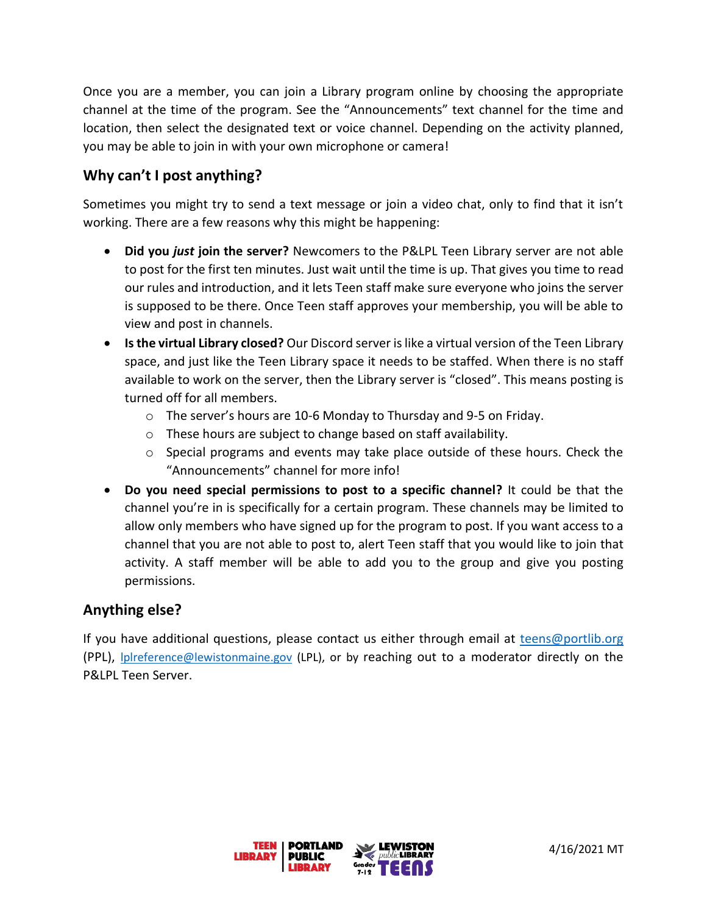Once you are a member, you can join a Library program online by choosing the appropriate channel at the time of the program. See the "Announcements" text channel for the time and location, then select the designated text or voice channel. Depending on the activity planned, you may be able to join in with your own microphone or camera!

## Why can't I post anything?

Sometimes you might try to send a text message or join a video chat, only to find that it isn't working. There are a few reasons why this might be happening:

- **Did you *just* join the server?** Newcomers to the P&LPL Teen Library server are not able to post for the first ten minutes. Just wait until the time is up. That gives you time to read our rules and introduction, and it lets Teen staff make sure everyone who joins the server is supposed to be there. Once Teen staff approves your membership, you will be able to view and post in channels.
- **Is the virtual Library closed?** Our Discord server is like a virtual version of the Teen Library space, and just like the Teen Library space it needs to be staffed. When there is no staff available to work on the server, then the Library server is "closed". This means posting is turned off for all members.
  - The server's hours are 10-6 Monday to Thursday and 9-5 on Friday.
  - These hours are subject to change based on staff availability.
  - Special programs and events may take place outside of these hours. Check the "Announcements" channel for more info!
- **Do you need special permissions to post to a specific channel?** It could be that the channel you're in is specifically for a certain program. These channels may be limited to allow only members who have signed up for the program to post. If you want access to a channel that you are not able to post to, alert Teen staff that you would like to join that activity. A staff member will be able to add you to the group and give you posting permissions.

## Anything else?

If you have additional questions, please contact us either through email at teens@portlib.org (PPL), lplreference@lewistonmaine.gov (LPL), or by reaching out to a moderator directly on the P&LPL Teen Server.

TEEN LIBRARY | PORTLAND PUBLIC LIBRARY

LEWISTON public LIBRARY Grades 7-12 TEENS

4/16/2021 MT